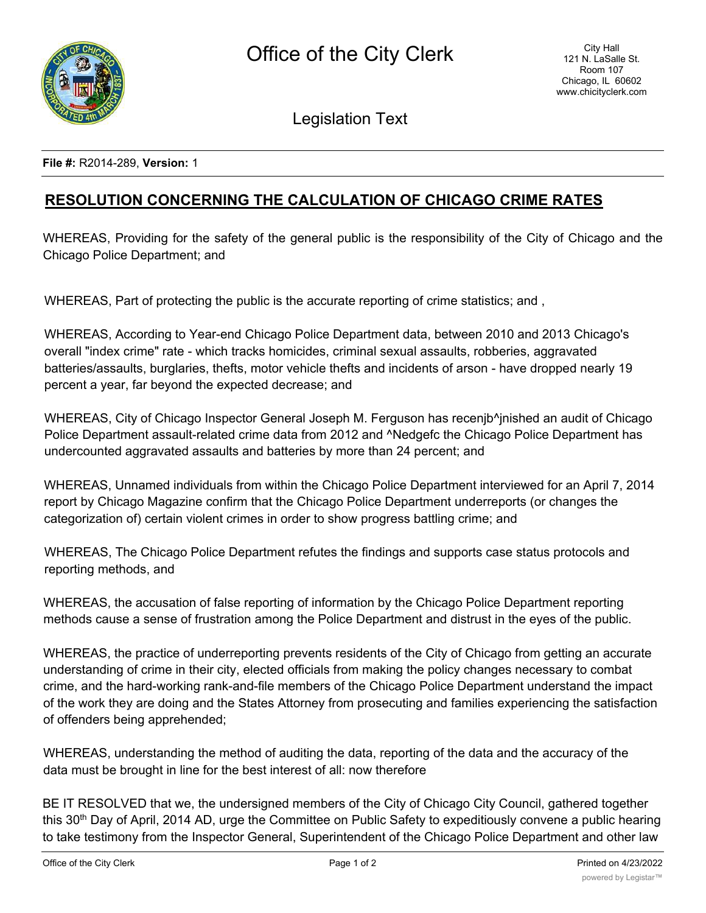Office of the City Clerk

City Hall
121 N. LaSalle St.
Room 107
Chicago, IL 60602
www.chicityclerk.com

Legislation Text

**File #:** R2014-289, **Version:** 1

# RESOLUTION CONCERNING THE CALCULATION OF CHICAGO CRIME RATES

WHEREAS, Providing for the safety of the general public is the responsibility of the City of Chicago and the Chicago Police Department; and

WHEREAS, Part of protecting the public is the accurate reporting of crime statistics; and ,

WHEREAS, According to Year-end Chicago Police Department data, between 2010 and 2013 Chicago's overall "index crime" rate - which tracks homicides, criminal sexual assaults, robberies, aggravated batteries/assaults, burglaries, thefts, motor vehicle thefts and incidents of arson - have dropped nearly 19 percent a year, far beyond the expected decrease; and

WHEREAS, City of Chicago Inspector General Joseph M. Ferguson has recenjb^jnished an audit of Chicago Police Department assault-related crime data from 2012 and ^Nedgefc the Chicago Police Department has undercounted aggravated assaults and batteries by more than 24 percent; and

WHEREAS, Unnamed individuals from within the Chicago Police Department interviewed for an April 7, 2014 report by Chicago Magazine confirm that the Chicago Police Department underreports (or changes the categorization of) certain violent crimes in order to show progress battling crime; and

WHEREAS, The Chicago Police Department refutes the findings and supports case status protocols and reporting methods, and

WHEREAS, the accusation of false reporting of information by the Chicago Police Department reporting methods cause a sense of frustration among the Police Department and distrust in the eyes of the public.

WHEREAS, the practice of underreporting prevents residents of the City of Chicago from getting an accurate understanding of crime in their city, elected officials from making the policy changes necessary to combat crime, and the hard-working rank-and-file members of the Chicago Police Department understand the impact of the work they are doing and the States Attorney from prosecuting and families experiencing the satisfaction of offenders being apprehended;

WHEREAS, understanding the method of auditing the data, reporting of the data and the accuracy of the data must be brought in line for the best interest of all: now therefore

BE IT RESOLVED that we, the undersigned members of the City of Chicago City Council, gathered together this 30th Day of April, 2014 AD, urge the Committee on Public Safety to expeditiously convene a public hearing to take testimony from the Inspector General, Superintendent of the Chicago Police Department and other law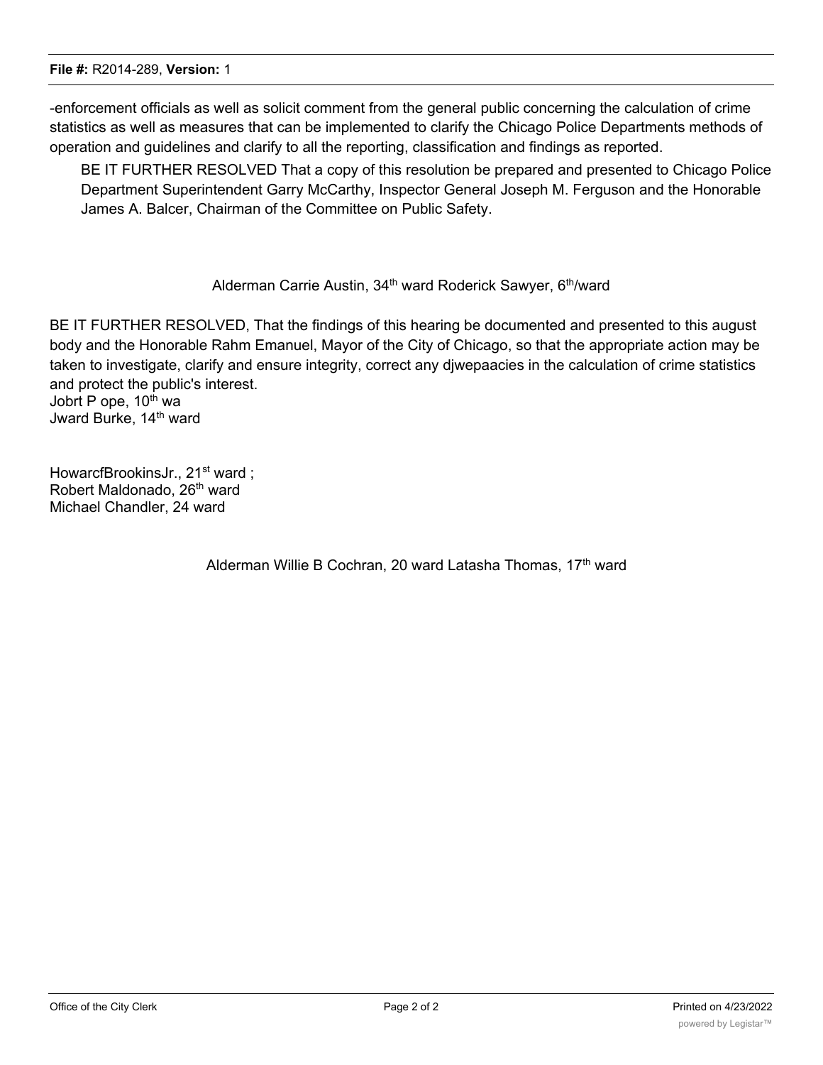**File #:** R2014-289, **Version:** 1

-enforcement officials as well as solicit comment from the general public concerning the calculation of crime statistics as well as measures that can be implemented to clarify the Chicago Police Departments methods of operation and guidelines and clarify to all the reporting, classification and findings as reported.

BE IT FURTHER RESOLVED That a copy of this resolution be prepared and presented to Chicago Police Department Superintendent Garry McCarthy, Inspector General Joseph M. Ferguson and the Honorable James A. Balcer, Chairman of the Committee on Public Safety.

Alderman Carrie Austin, 34th ward Roderick Sawyer, 6th/ward

BE IT FURTHER RESOLVED, That the findings of this hearing be documented and presented to this august body and the Honorable Rahm Emanuel, Mayor of the City of Chicago, so that the appropriate action may be taken to investigate, clarify and ensure integrity, correct any djwepaacies in the calculation of crime statistics and protect the public's interest.

Jobrt P ope, 10th wa
Jward Burke, 14th ward

HowarcfBrookinsJr., 21st ward ;
Robert Maldonado, 26th ward
Michael Chandler, 24 ward

Alderman Willie B Cochran, 20 ward Latasha Thomas, 17th ward